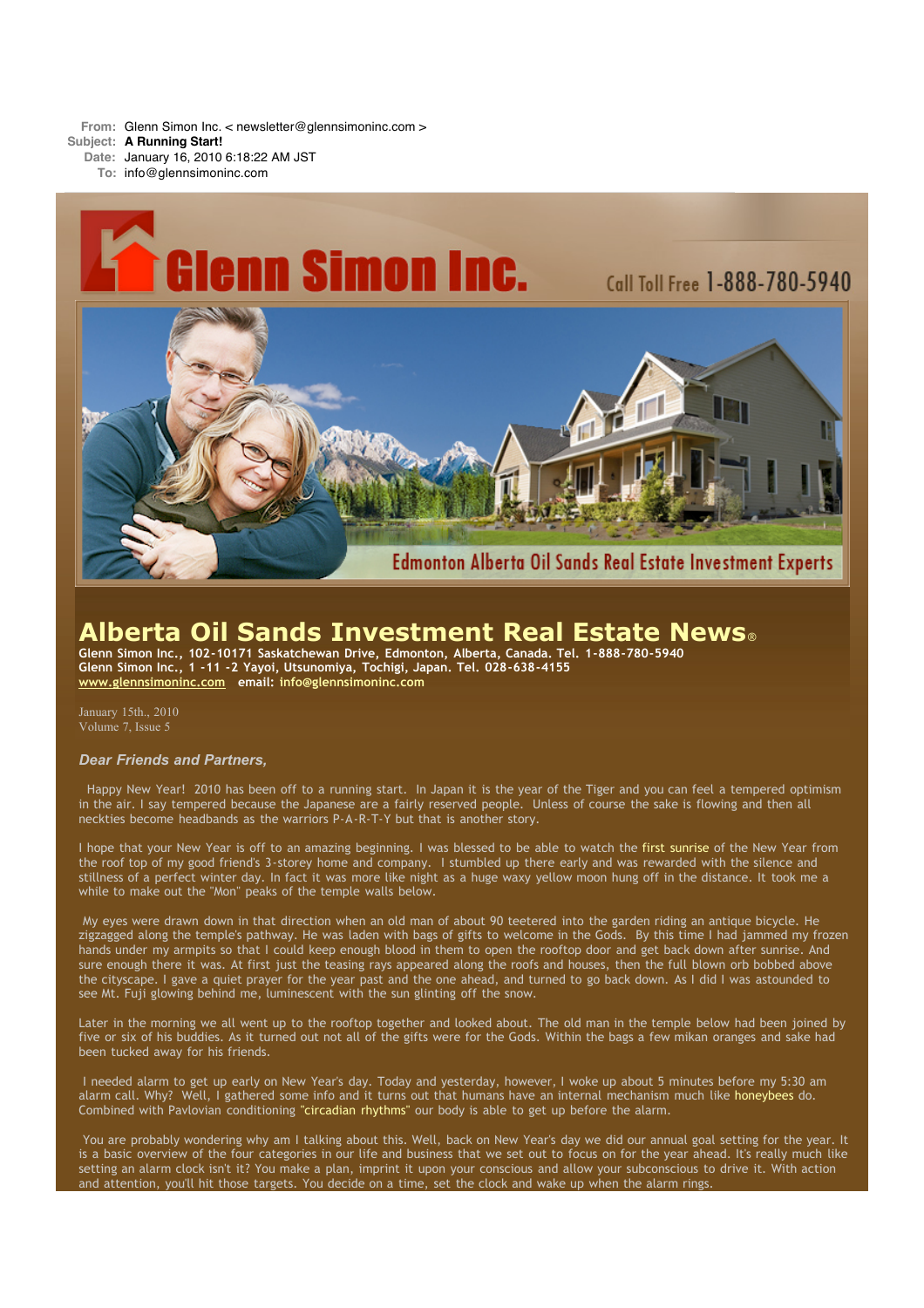**From:** Glenn Simon Inc. < newsletter@glennsimoninc.com >
**Subject:** **A Running Start!**
**Date:** January 16, 2010 6:18:22 AM JST
**To:** info@glennsimoninc.com

Glenn Simon Inc. Call Toll Free 1-888-780-5940

Edmonton Alberta Oil Sands Real Estate Investment Experts

# Alberta Oil Sands Investment Real Estate News®

**Glenn Simon Inc., 102-10171 Saskatchewan Drive, Edmonton, Alberta, Canada. Tel. 1-888-780-5940**
**Glenn Simon Inc., 1 -11 -2 Yayoi, Utsunomiya, Tochigi, Japan. Tel. 028-638-4155**
**www.glennsimoninc.com email: info@glennsimoninc.com**

January 15th., 2010
Volume 7, Issue 5

***Dear Friends and Partners,***

Happy New Year! 2010 has been off to a running start. In Japan it is the year of the Tiger and you can feel a tempered optimism in the air. I say tempered because the Japanese are a fairly reserved people. Unless of course the sake is flowing and then all neckties become headbands as the warriors P-A-R-T-Y but that is another story.

I hope that your New Year is off to an amazing beginning. I was blessed to be able to watch the first sunrise of the New Year from the roof top of my good friend's 3-storey home and company. I stumbled up there early and was rewarded with the silence and stillness of a perfect winter day. In fact it was more like night as a huge waxy yellow moon hung off in the distance. It took me a while to make out the "Mon" peaks of the temple walls below.

My eyes were drawn down in that direction when an old man of about 90 teetered into the garden riding an antique bicycle. He zigzagged along the temple's pathway. He was laden with bags of gifts to welcome in the Gods. By this time I had jammed my frozen hands under my armpits so that I could keep enough blood in them to open the rooftop door and get back down after sunrise. And sure enough there it was. At first just the teasing rays appeared along the roofs and houses, then the full blown orb bobbed above the cityscape. I gave a quiet prayer for the year past and the one ahead, and turned to go back down. As I did I was astounded to see Mt. Fuji glowing behind me, luminescent with the sun glinting off the snow.

Later in the morning we all went up to the rooftop together and looked about. The old man in the temple below had been joined by five or six of his buddies. As it turned out not all of the gifts were for the Gods. Within the bags a few mikan oranges and sake had been tucked away for his friends.

I needed alarm to get up early on New Year's day. Today and yesterday, however, I woke up about 5 minutes before my 5:30 am alarm call. Why? Well, I gathered some info and it turns out that humans have an internal mechanism much like honeybees do. Combined with Pavlovian conditioning "circadian rhythms" our body is able to get up before the alarm.

You are probably wondering why am I talking about this. Well, back on New Year's day we did our annual goal setting for the year. It is a basic overview of the four categories in our life and business that we set out to focus on for the year ahead. It's really much like setting an alarm clock isn't it? You make a plan, imprint it upon your conscious and allow your subconscious to drive it. With action and attention, you'll hit those targets. You decide on a time, set the clock and wake up when the alarm rings.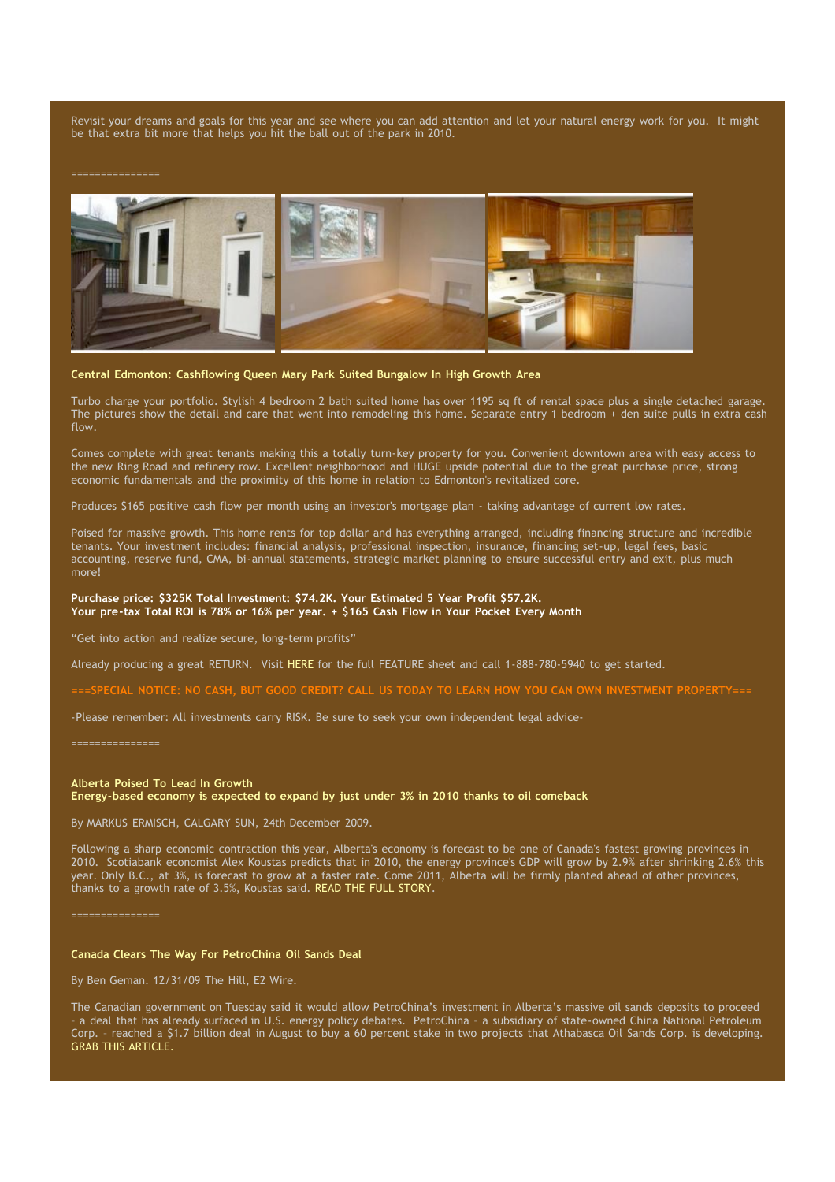Revisit your dreams and goals for this year and see where you can add attention and let your natural energy work for you. It might be that extra bit more that helps you hit the ball out of the park in 2010.

===============

**Central Edmonton: Cashflowing Queen Mary Park Suited Bungalow In High Growth Area**

Turbo charge your portfolio. Stylish 4 bedroom 2 bath suited home has over 1195 sq ft of rental space plus a single detached garage. The pictures show the detail and care that went into remodeling this home. Separate entry 1 bedroom + den suite pulls in extra cash flow.

Comes complete with great tenants making this a totally turn-key property for you. Convenient downtown area with easy access to the new Ring Road and refinery row. Excellent neighborhood and HUGE upside potential due to the great purchase price, strong economic fundamentals and the proximity of this home in relation to Edmonton's revitalized core.

Produces $165 positive cash flow per month using an investor's mortgage plan - taking advantage of current low rates.

Poised for massive growth. This home rents for top dollar and has everything arranged, including financing structure and incredible tenants. Your investment includes: financial analysis, professional inspection, insurance, financing set-up, legal fees, basic accounting, reserve fund, CMA, bi-annual statements, strategic market planning to ensure successful entry and exit, plus much more!

**Purchase price: $325K Total Investment: $74.2K. Your Estimated 5 Year Profit $57.2K.**
**Your pre-tax Total ROI is 78% or 16% per year. + $165 Cash Flow in Your Pocket Every Month**

"Get into action and realize secure, long-term profits"

Already producing a great RETURN. Visit HERE for the full FEATURE sheet and call 1-888-780-5940 to get started.

===SPECIAL NOTICE: NO CASH, BUT GOOD CREDIT? CALL US TODAY TO LEARN HOW YOU CAN OWN INVESTMENT PROPERTY===

-Please remember: All investments carry RISK. Be sure to seek your own independent legal advice-

===============

**Alberta Poised To Lead In Growth**
**Energy-based economy is expected to expand by just under 3% in 2010 thanks to oil comeback**

By MARKUS ERMISCH, CALGARY SUN, 24th December 2009.

Following a sharp economic contraction this year, Alberta's economy is forecast to be one of Canada's fastest growing provinces in 2010. Scotiabank economist Alex Koustas predicts that in 2010, the energy province's GDP will grow by 2.9% after shrinking 2.6% this year. Only B.C., at 3%, is forecast to grow at a faster rate. Come 2011, Alberta will be firmly planted ahead of other provinces, thanks to a growth rate of 3.5%, Koustas said. READ THE FULL STORY.

===============

**Canada Clears The Way For PetroChina Oil Sands Deal**

By Ben Geman. 12/31/09 The Hill, E2 Wire.

The Canadian government on Tuesday said it would allow PetroChina's investment in Alberta's massive oil sands deposits to proceed – a deal that has already surfaced in U.S. energy policy debates. PetroChina – a subsidiary of state-owned China National Petroleum Corp. – reached a $1.7 billion deal in August to buy a 60 percent stake in two projects that Athabasca Oil Sands Corp. is developing. GRAB THIS ARTICLE.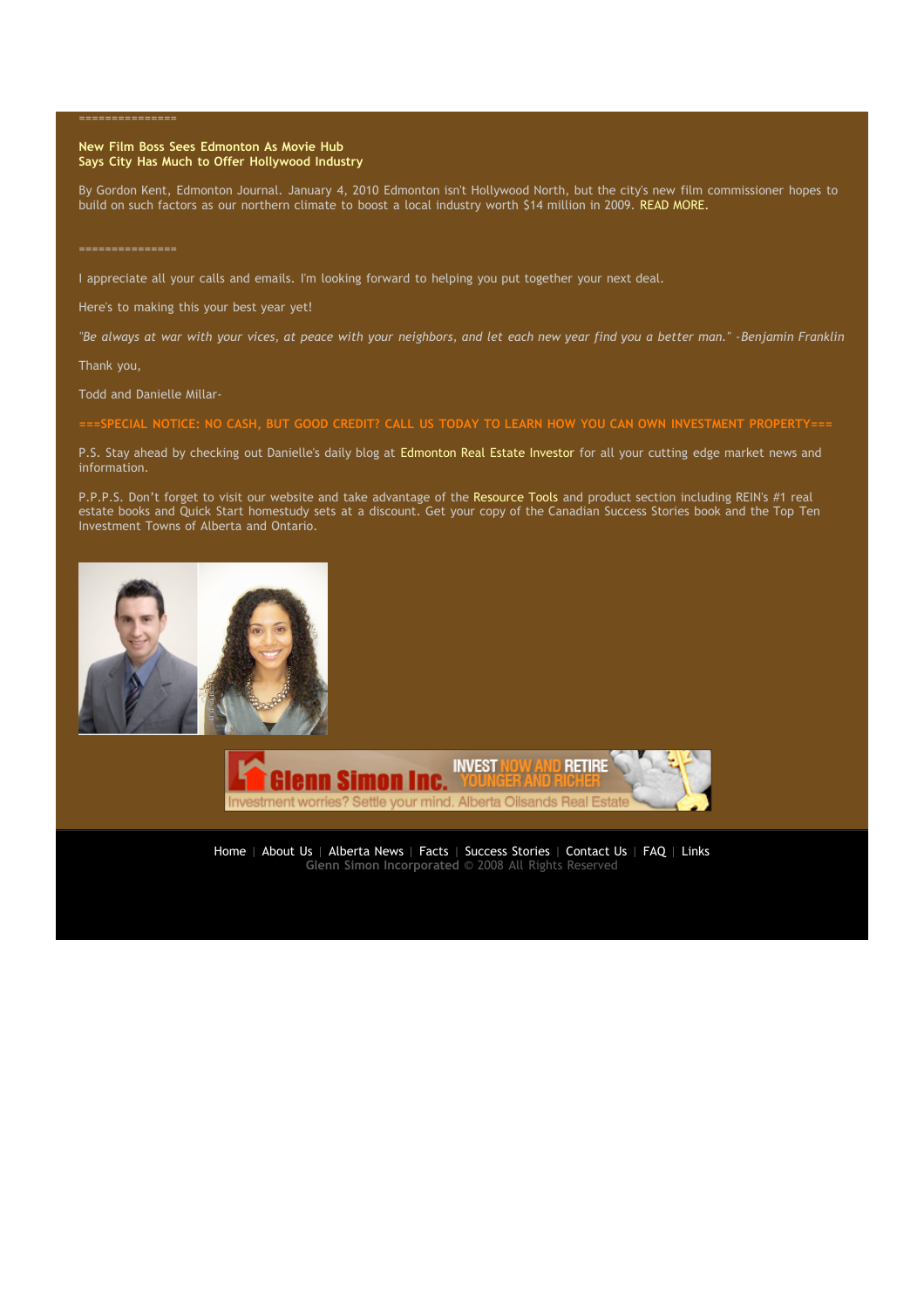===============

**New Film Boss Sees Edmonton As Movie Hub**
**Says City Has Much to Offer Hollywood Industry**

By Gordon Kent, Edmonton Journal. January 4, 2010 Edmonton isn't Hollywood North, but the city's new film commissioner hopes to build on such factors as our northern climate to boost a local industry worth $14 million in 2009. READ MORE.

===============

I appreciate all your calls and emails. I'm looking forward to helping you put together your next deal.

Here's to making this your best year yet!

*"Be always at war with your vices, at peace with your neighbors, and let each new year find you a better man." -Benjamin Franklin*

Thank you,

Todd and Danielle Millar-

===SPECIAL NOTICE: NO CASH, BUT GOOD CREDIT? CALL US TODAY TO LEARN HOW YOU CAN OWN INVESTMENT PROPERTY===

P.S. Stay ahead by checking out Danielle's daily blog at Edmonton Real Estate Investor for all your cutting edge market news and information.

P.P.P.S. Don't forget to visit our website and take advantage of the Resource Tools and product section including REIN's #1 real estate books and Quick Start homestudy sets at a discount. Get your copy of the Canadian Success Stories book and the Top Ten Investment Towns of Alberta and Ontario.

Glenn Simon Inc. INVEST NOW AND RETIRE YOUNGER AND RICHER
Investment worries? Settle your mind. Alberta Oilsands Real Estate

Home | About Us | Alberta News | Facts | Success Stories | Contact Us | FAQ | Links
**Glenn Simon Incorporated** © 2008 All Rights Reserved